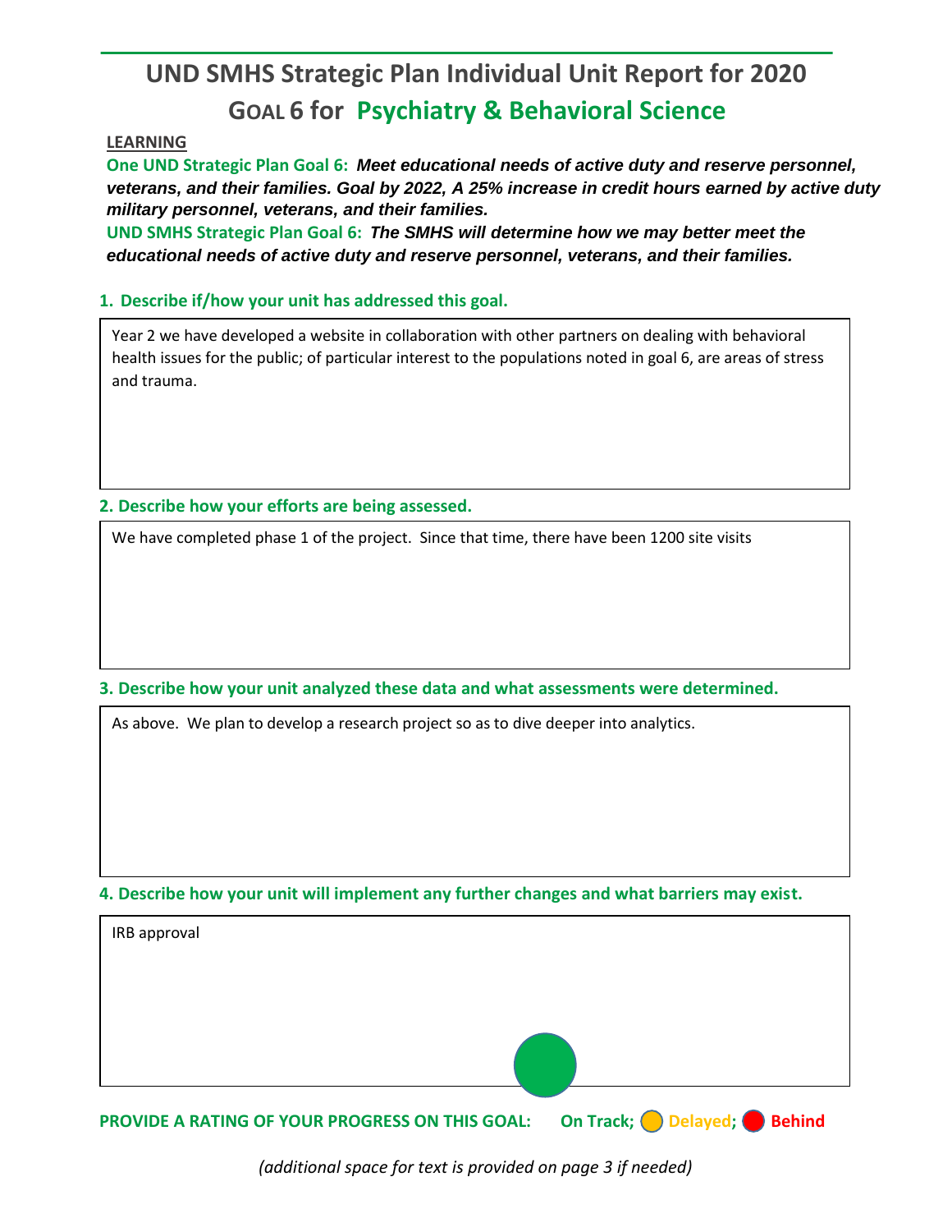# UND SMHS Strategic Plan Individual Unit Report for 2020

## GOAL 6 for Psychiatry & Behavioral Science

**LEARNING**

**One UND Strategic Plan Goal 6:** ***Meet educational needs of active duty and reserve personnel, veterans, and their families. Goal by 2022, A 25% increase in credit hours earned by active duty military personnel, veterans, and their families.***

**UND SMHS Strategic Plan Goal 6:** ***The SMHS will determine how we may better meet the educational needs of active duty and reserve personnel, veterans, and their families.***

### 1. Describe if/how your unit has addressed this goal.

Year 2 we have developed a website in collaboration with other partners on dealing with behavioral health issues for the public; of particular interest to the populations noted in goal 6, are areas of stress and trauma.

### 2. Describe how your efforts are being assessed.

We have completed phase 1 of the project. Since that time, there have been 1200 site visits

### 3. Describe how your unit analyzed these data and what assessments were determined.

As above. We plan to develop a research project so as to dive deeper into analytics.

### 4. Describe how your unit will implement any further changes and what barriers may exist.

IRB approval

**PROVIDE A RATING OF YOUR PROGRESS ON THIS GOAL:** On Track (selected); Delayed; Behind

*(additional space for text is provided on page 3 if needed)*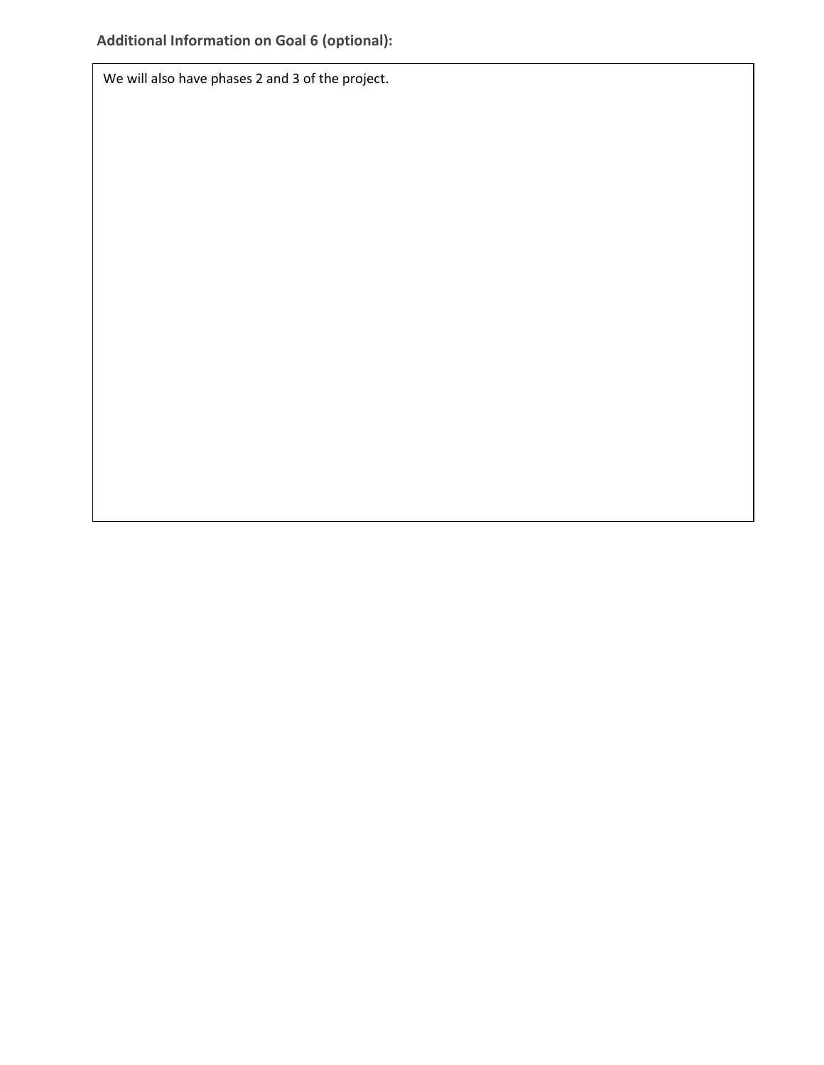**Additional Information on Goal 6 (optional):**

We will also have phases 2 and 3 of the project.